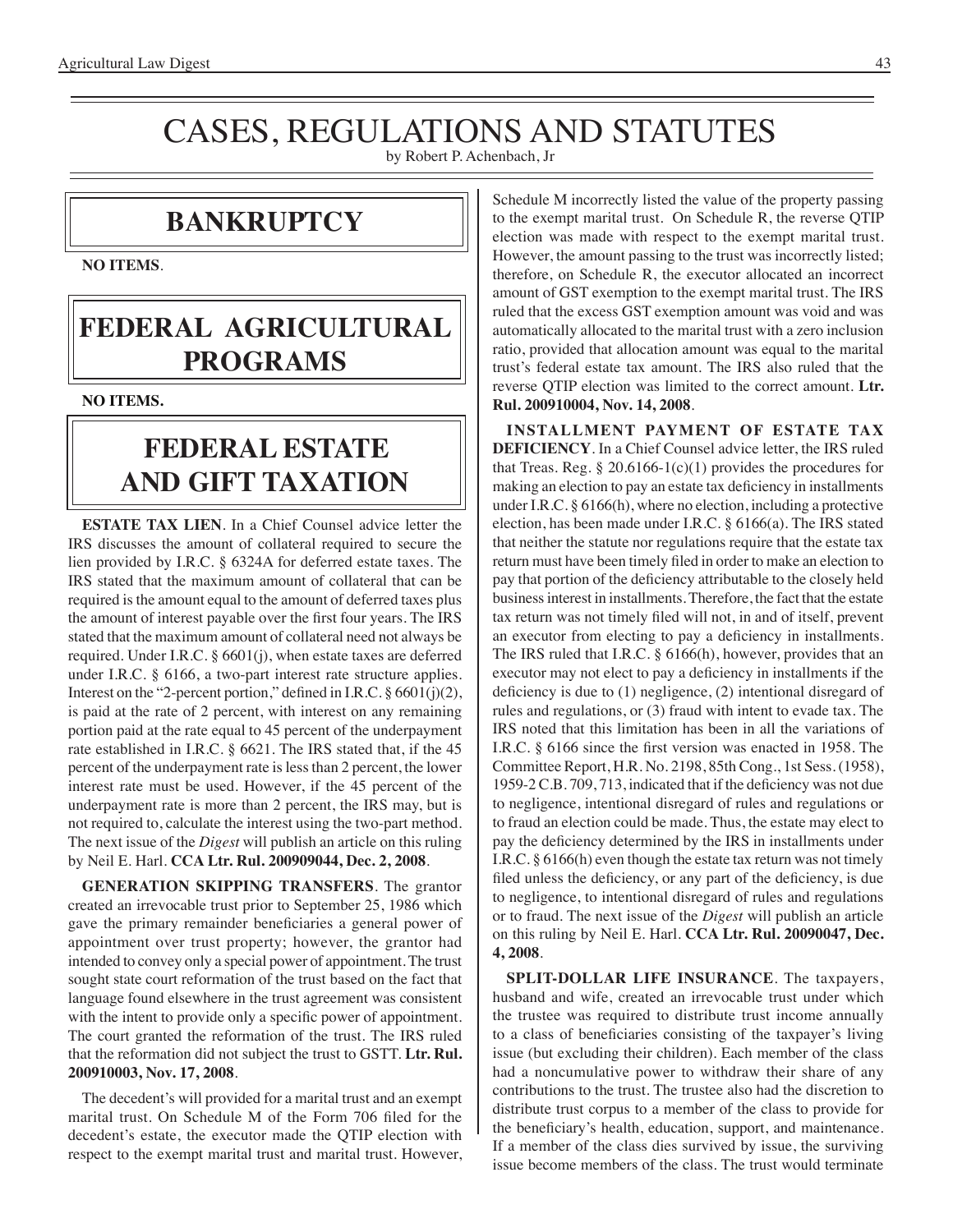# CASES, REGULATIONS AND STATUTES

by Robert P. Achenbach, Jr

## BANKRUPTCY

**NO ITEMS**.

## FEDERAL AGRICULTURAL PROGRAMS

**NO ITEMS.**

## FEDERAL ESTATE AND GIFT TAXATION

**ESTATE TAX LIEN**. In a Chief Counsel advice letter the IRS discusses the amount of collateral required to secure the lien provided by I.R.C. § 6324A for deferred estate taxes. The IRS stated that the maximum amount of collateral that can be required is the amount equal to the amount of deferred taxes plus the amount of interest payable over the first four years. The IRS stated that the maximum amount of collateral need not always be required. Under I.R.C. § 6601(j), when estate taxes are deferred under I.R.C. § 6166, a two-part interest rate structure applies. Interest on the "2-percent portion," defined in I.R.C. § 6601(j)(2), is paid at the rate of 2 percent, with interest on any remaining portion paid at the rate equal to 45 percent of the underpayment rate established in I.R.C. § 6621. The IRS stated that, if the 45 percent of the underpayment rate is less than 2 percent, the lower interest rate must be used. However, if the 45 percent of the underpayment rate is more than 2 percent, the IRS may, but is not required to, calculate the interest using the two-part method. The next issue of the *Digest* will publish an article on this ruling by Neil E. Harl. **CCA Ltr. Rul. 200909044, Dec. 2, 2008**.

**GENERATION SKIPPING TRANSFERS**. The grantor created an irrevocable trust prior to September 25, 1986 which gave the primary remainder beneficiaries a general power of appointment over trust property; however, the grantor had intended to convey only a special power of appointment. The trust sought state court reformation of the trust based on the fact that language found elsewhere in the trust agreement was consistent with the intent to provide only a specific power of appointment. The court granted the reformation of the trust. The IRS ruled that the reformation did not subject the trust to GSTT. **Ltr. Rul. 200910003, Nov. 17, 2008**.

The decedent's will provided for a marital trust and an exempt marital trust. On Schedule M of the Form 706 filed for the decedent's estate, the executor made the QTIP election with respect to the exempt marital trust and marital trust. However, Schedule M incorrectly listed the value of the property passing to the exempt marital trust. On Schedule R, the reverse QTIP election was made with respect to the exempt marital trust. However, the amount passing to the trust was incorrectly listed; therefore, on Schedule R, the executor allocated an incorrect amount of GST exemption to the exempt marital trust. The IRS ruled that the excess GST exemption amount was void and was automatically allocated to the marital trust with a zero inclusion ratio, provided that allocation amount was equal to the marital trust's federal estate tax amount. The IRS also ruled that the reverse QTIP election was limited to the correct amount. **Ltr. Rul. 200910004, Nov. 14, 2008**.

**INSTALLMENT PAYMENT OF ESTATE TAX DEFICIENCY**. In a Chief Counsel advice letter, the IRS ruled that Treas. Reg. § 20.6166-1(c)(1) provides the procedures for making an election to pay an estate tax deficiency in installments under I.R.C. § 6166(h), where no election, including a protective election, has been made under I.R.C. § 6166(a). The IRS stated that neither the statute nor regulations require that the estate tax return must have been timely filed in order to make an election to pay that portion of the deficiency attributable to the closely held business interest in installments. Therefore, the fact that the estate tax return was not timely filed will not, in and of itself, prevent an executor from electing to pay a deficiency in installments. The IRS ruled that I.R.C. § 6166(h), however, provides that an executor may not elect to pay a deficiency in installments if the deficiency is due to (1) negligence, (2) intentional disregard of rules and regulations, or (3) fraud with intent to evade tax. The IRS noted that this limitation has been in all the variations of I.R.C. § 6166 since the first version was enacted in 1958. The Committee Report, H.R. No. 2198, 85th Cong., 1st Sess. (1958), 1959-2 C.B. 709, 713, indicated that if the deficiency was not due to negligence, intentional disregard of rules and regulations or to fraud an election could be made. Thus, the estate may elect to pay the deficiency determined by the IRS in installments under I.R.C. § 6166(h) even though the estate tax return was not timely filed unless the deficiency, or any part of the deficiency, is due to negligence, to intentional disregard of rules and regulations or to fraud. The next issue of the *Digest* will publish an article on this ruling by Neil E. Harl. **CCA Ltr. Rul. 20090047, Dec. 4, 2008**.

**SPLIT-DOLLAR LIFE INSURANCE**. The taxpayers, husband and wife, created an irrevocable trust under which the trustee was required to distribute trust income annually to a class of beneficiaries consisting of the taxpayer's living issue (but excluding their children). Each member of the class had a noncumulative power to withdraw their share of any contributions to the trust. The trustee also had the discretion to distribute trust corpus to a member of the class to provide for the beneficiary's health, education, support, and maintenance. If a member of the class dies survived by issue, the surviving issue become members of the class. The trust would terminate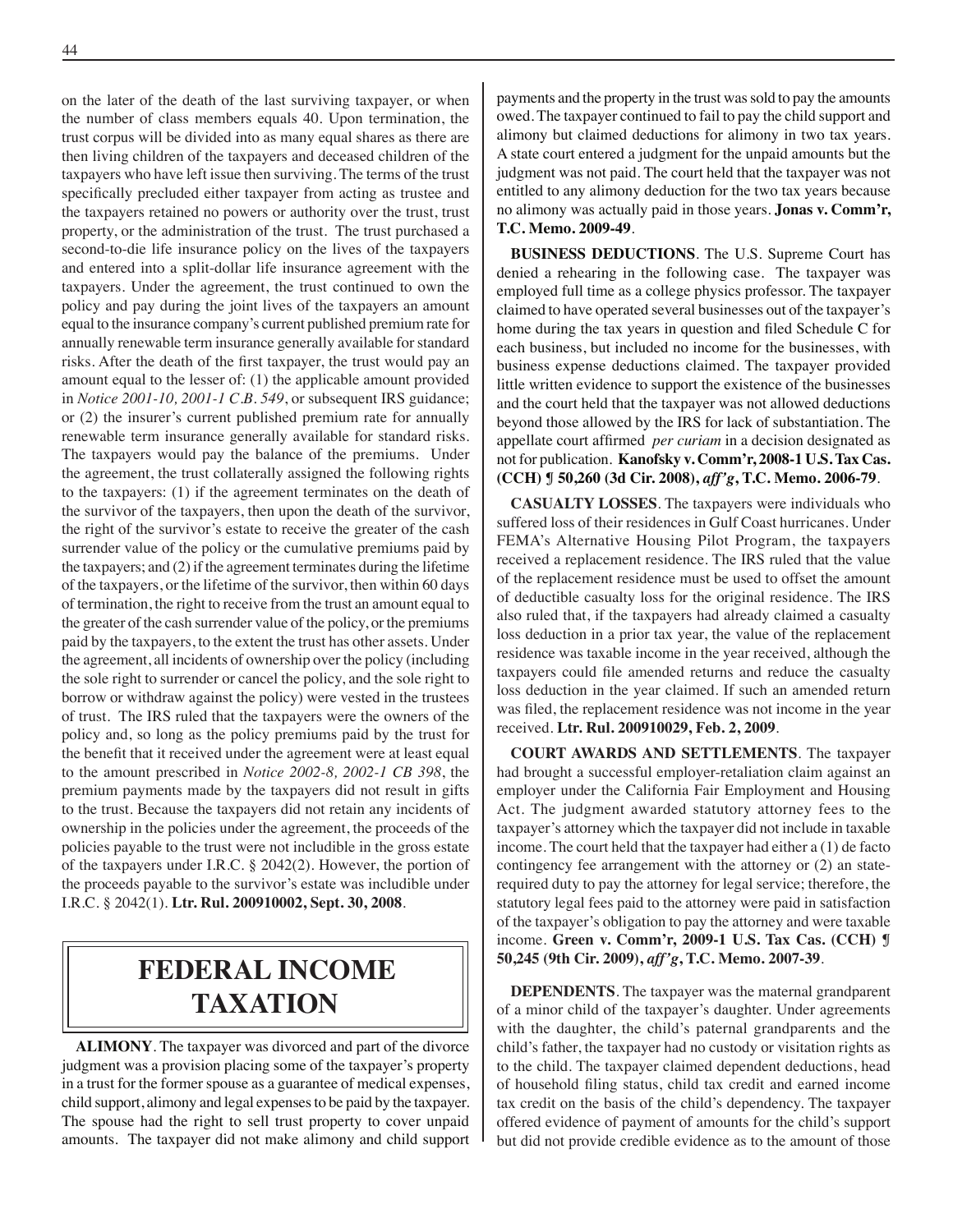on the later of the death of the last surviving taxpayer, or when the number of class members equals 40. Upon termination, the trust corpus will be divided into as many equal shares as there are then living children of the taxpayers and deceased children of the taxpayers who have left issue then surviving. The terms of the trust specifically precluded either taxpayer from acting as trustee and the taxpayers retained no powers or authority over the trust, trust property, or the administration of the trust. The trust purchased a second-to-die life insurance policy on the lives of the taxpayers and entered into a split-dollar life insurance agreement with the taxpayers. Under the agreement, the trust continued to own the policy and pay during the joint lives of the taxpayers an amount equal to the insurance company's current published premium rate for annually renewable term insurance generally available for standard risks. After the death of the first taxpayer, the trust would pay an amount equal to the lesser of: (1) the applicable amount provided in *Notice 2001-10, 2001-1 C.B. 549*, or subsequent IRS guidance; or (2) the insurer's current published premium rate for annually renewable term insurance generally available for standard risks. The taxpayers would pay the balance of the premiums. Under the agreement, the trust collaterally assigned the following rights to the taxpayers: (1) if the agreement terminates on the death of the survivor of the taxpayers, then upon the death of the survivor, the right of the survivor's estate to receive the greater of the cash surrender value of the policy or the cumulative premiums paid by the taxpayers; and (2) if the agreement terminates during the lifetime of the taxpayers, or the lifetime of the survivor, then within 60 days of termination, the right to receive from the trust an amount equal to the greater of the cash surrender value of the policy, or the premiums paid by the taxpayers, to the extent the trust has other assets. Under the agreement, all incidents of ownership over the policy (including the sole right to surrender or cancel the policy, and the sole right to borrow or withdraw against the policy) were vested in the trustees of trust. The IRS ruled that the taxpayers were the owners of the policy and, so long as the policy premiums paid by the trust for the benefit that it received under the agreement were at least equal to the amount prescribed in *Notice 2002-8, 2002-1 CB 398*, the premium payments made by the taxpayers did not result in gifts to the trust. Because the taxpayers did not retain any incidents of ownership in the policies under the agreement, the proceeds of the policies payable to the trust were not includible in the gross estate of the taxpayers under I.R.C. § 2042(2). However, the portion of the proceeds payable to the survivor's estate was includible under I.R.C. § 2042(1). **Ltr. Rul. 200910002, Sept. 30, 2008**.

# FEDERAL INCOME TAXATION

**ALIMONY**. The taxpayer was divorced and part of the divorce judgment was a provision placing some of the taxpayer's property in a trust for the former spouse as a guarantee of medical expenses, child support, alimony and legal expenses to be paid by the taxpayer. The spouse had the right to sell trust property to cover unpaid amounts. The taxpayer did not make alimony and child support payments and the property in the trust was sold to pay the amounts owed. The taxpayer continued to fail to pay the child support and alimony but claimed deductions for alimony in two tax years. A state court entered a judgment for the unpaid amounts but the judgment was not paid. The court held that the taxpayer was not entitled to any alimony deduction for the two tax years because no alimony was actually paid in those years. **Jonas v. Comm'r, T.C. Memo. 2009-49**.

**BUSINESS DEDUCTIONS**. The U.S. Supreme Court has denied a rehearing in the following case. The taxpayer was employed full time as a college physics professor. The taxpayer claimed to have operated several businesses out of the taxpayer's home during the tax years in question and filed Schedule C for each business, but included no income for the businesses, with business expense deductions claimed. The taxpayer provided little written evidence to support the existence of the businesses and the court held that the taxpayer was not allowed deductions beyond those allowed by the IRS for lack of substantiation. The appellate court affirmed *per curiam* in a decision designated as not for publication. **Kanofsky v. Comm'r, 2008-1 U.S. Tax Cas. (CCH) ¶ 50,260 (3d Cir. 2008), *aff'g*, T.C. Memo. 2006-79**.

**CASUALTY LOSSES**. The taxpayers were individuals who suffered loss of their residences in Gulf Coast hurricanes. Under FEMA's Alternative Housing Pilot Program, the taxpayers received a replacement residence. The IRS ruled that the value of the replacement residence must be used to offset the amount of deductible casualty loss for the original residence. The IRS also ruled that, if the taxpayers had already claimed a casualty loss deduction in a prior tax year, the value of the replacement residence was taxable income in the year received, although the taxpayers could file amended returns and reduce the casualty loss deduction in the year claimed. If such an amended return was filed, the replacement residence was not income in the year received. **Ltr. Rul. 200910029, Feb. 2, 2009**.

**COURT AWARDS AND SETTLEMENTS**. The taxpayer had brought a successful employer-retaliation claim against an employer under the California Fair Employment and Housing Act. The judgment awarded statutory attorney fees to the taxpayer's attorney which the taxpayer did not include in taxable income. The court held that the taxpayer had either a (1) de facto contingency fee arrangement with the attorney or (2) an state-required duty to pay the attorney for legal service; therefore, the statutory legal fees paid to the attorney were paid in satisfaction of the taxpayer's obligation to pay the attorney and were taxable income. **Green v. Comm'r, 2009-1 U.S. Tax Cas. (CCH) ¶ 50,245 (9th Cir. 2009), *aff'g*, T.C. Memo. 2007-39**.

**DEPENDENTS**. The taxpayer was the maternal grandparent of a minor child of the taxpayer's daughter. Under agreements with the daughter, the child's paternal grandparents and the child's father, the taxpayer had no custody or visitation rights as to the child. The taxpayer claimed dependent deductions, head of household filing status, child tax credit and earned income tax credit on the basis of the child's dependency. The taxpayer offered evidence of payment of amounts for the child's support but did not provide credible evidence as to the amount of those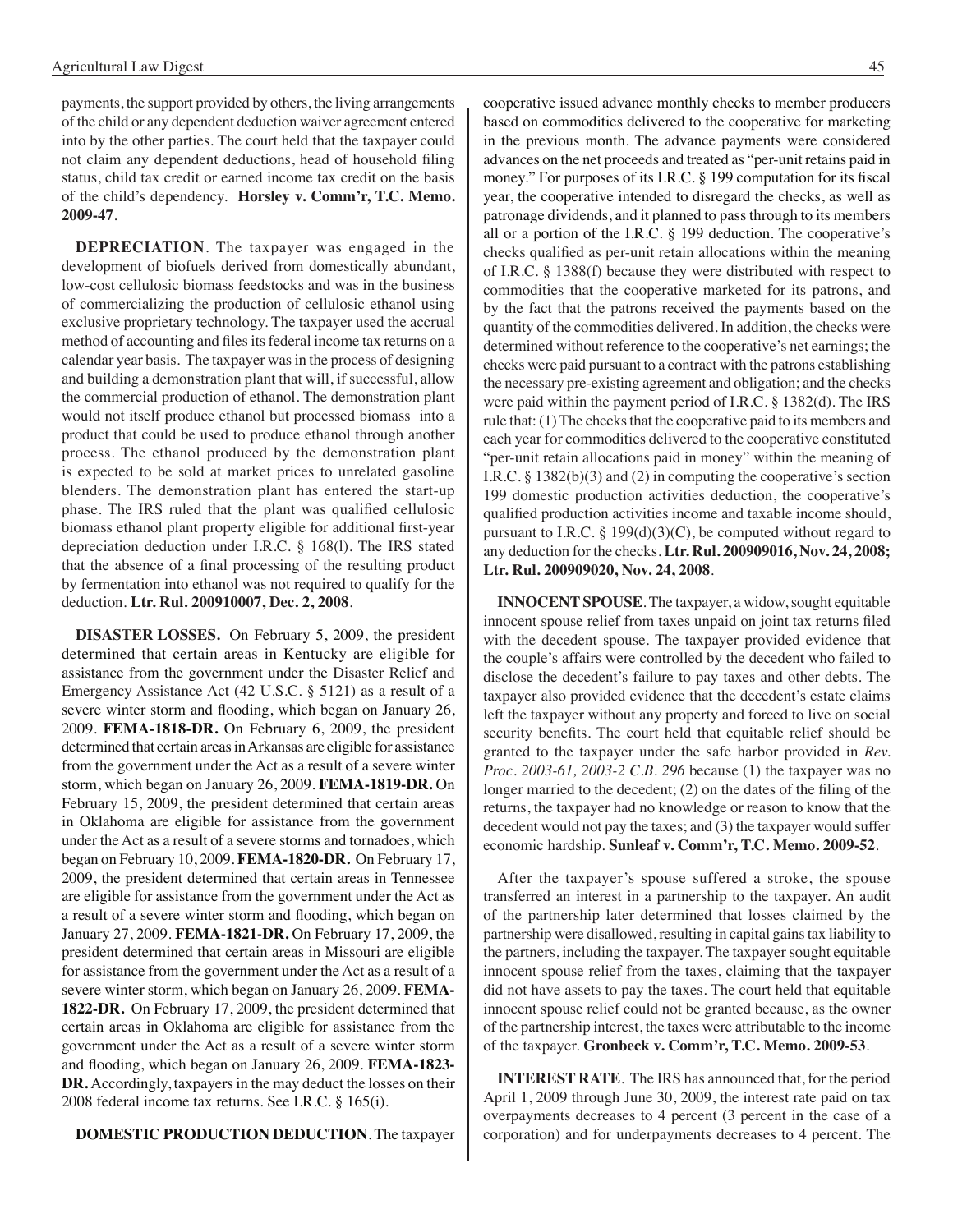payments, the support provided by others, the living arrangements of the child or any dependent deduction waiver agreement entered into by the other parties. The court held that the taxpayer could not claim any dependent deductions, head of household filing status, child tax credit or earned income tax credit on the basis of the child's dependency. **Horsley v. Comm'r, T.C. Memo. 2009-47**.

**DEPRECIATION**. The taxpayer was engaged in the development of biofuels derived from domestically abundant, low-cost cellulosic biomass feedstocks and was in the business of commercializing the production of cellulosic ethanol using exclusive proprietary technology. The taxpayer used the accrual method of accounting and files its federal income tax returns on a calendar year basis. The taxpayer was in the process of designing and building a demonstration plant that will, if successful, allow the commercial production of ethanol. The demonstration plant would not itself produce ethanol but processed biomass into a product that could be used to produce ethanol through another process. The ethanol produced by the demonstration plant is expected to be sold at market prices to unrelated gasoline blenders. The demonstration plant has entered the start-up phase. The IRS ruled that the plant was qualified cellulosic biomass ethanol plant property eligible for additional first-year depreciation deduction under I.R.C. § 168(l). The IRS stated that the absence of a final processing of the resulting product by fermentation into ethanol was not required to qualify for the deduction. **Ltr. Rul. 200910007, Dec. 2, 2008**.

**DISASTER LOSSES.** On February 5, 2009, the president determined that certain areas in Kentucky are eligible for assistance from the government under the Disaster Relief and Emergency Assistance Act (42 U.S.C. § 5121) as a result of a severe winter storm and flooding, which began on January 26, 2009. **FEMA-1818-DR.** On February 6, 2009, the president determined that certain areas in Arkansas are eligible for assistance from the government under the Act as a result of a severe winter storm, which began on January 26, 2009. **FEMA-1819-DR.** On February 15, 2009, the president determined that certain areas in Oklahoma are eligible for assistance from the government under the Act as a result of a severe storms and tornadoes, which began on February 10, 2009. **FEMA-1820-DR.** On February 17, 2009, the president determined that certain areas in Tennessee are eligible for assistance from the government under the Act as a result of a severe winter storm and flooding, which began on January 27, 2009. **FEMA-1821-DR.** On February 17, 2009, the president determined that certain areas in Missouri are eligible for assistance from the government under the Act as a result of a severe winter storm, which began on January 26, 2009. **FEMA-1822-DR.** On February 17, 2009, the president determined that certain areas in Oklahoma are eligible for assistance from the government under the Act as a result of a severe winter storm and flooding, which began on January 26, 2009. **FEMA-1823-DR.** Accordingly, taxpayers in the may deduct the losses on their 2008 federal income tax returns. See I.R.C. § 165(i).

**DOMESTIC PRODUCTION DEDUCTION**. The taxpayer cooperative issued advance monthly checks to member producers based on commodities delivered to the cooperative for marketing in the previous month. The advance payments were considered advances on the net proceeds and treated as "per-unit retains paid in money." For purposes of its I.R.C. § 199 computation for its fiscal year, the cooperative intended to disregard the checks, as well as patronage dividends, and it planned to pass through to its members all or a portion of the I.R.C. § 199 deduction. The cooperative's checks qualified as per-unit retain allocations within the meaning of I.R.C. § 1388(f) because they were distributed with respect to commodities that the cooperative marketed for its patrons, and by the fact that the patrons received the payments based on the quantity of the commodities delivered. In addition, the checks were determined without reference to the cooperative's net earnings; the checks were paid pursuant to a contract with the patrons establishing the necessary pre-existing agreement and obligation; and the checks were paid within the payment period of I.R.C. § 1382(d). The IRS rule that: (1) The checks that the cooperative paid to its members and each year for commodities delivered to the cooperative constituted "per-unit retain allocations paid in money" within the meaning of I.R.C. § 1382(b)(3) and (2) in computing the cooperative's section 199 domestic production activities deduction, the cooperative's qualified production activities income and taxable income should, pursuant to I.R.C. § 199(d)(3)(C), be computed without regard to any deduction for the checks. **Ltr. Rul. 200909016, Nov. 24, 2008; Ltr. Rul. 200909020, Nov. 24, 2008**.

**INNOCENT SPOUSE**. The taxpayer, a widow, sought equitable innocent spouse relief from taxes unpaid on joint tax returns filed with the decedent spouse. The taxpayer provided evidence that the couple's affairs were controlled by the decedent who failed to disclose the decedent's failure to pay taxes and other debts. The taxpayer also provided evidence that the decedent's estate claims left the taxpayer without any property and forced to live on social security benefits. The court held that equitable relief should be granted to the taxpayer under the safe harbor provided in *Rev. Proc. 2003-61, 2003-2 C.B. 296* because (1) the taxpayer was no longer married to the decedent; (2) on the dates of the filing of the returns, the taxpayer had no knowledge or reason to know that the decedent would not pay the taxes; and (3) the taxpayer would suffer economic hardship. **Sunleaf v. Comm'r, T.C. Memo. 2009-52**.

After the taxpayer's spouse suffered a stroke, the spouse transferred an interest in a partnership to the taxpayer. An audit of the partnership later determined that losses claimed by the partnership were disallowed, resulting in capital gains tax liability to the partners, including the taxpayer. The taxpayer sought equitable innocent spouse relief from the taxes, claiming that the taxpayer did not have assets to pay the taxes. The court held that equitable innocent spouse relief could not be granted because, as the owner of the partnership interest, the taxes were attributable to the income of the taxpayer. **Gronbeck v. Comm'r, T.C. Memo. 2009-53**.

**INTEREST RATE**. The IRS has announced that, for the period April 1, 2009 through June 30, 2009, the interest rate paid on tax overpayments decreases to 4 percent (3 percent in the case of a corporation) and for underpayments decreases to 4 percent. The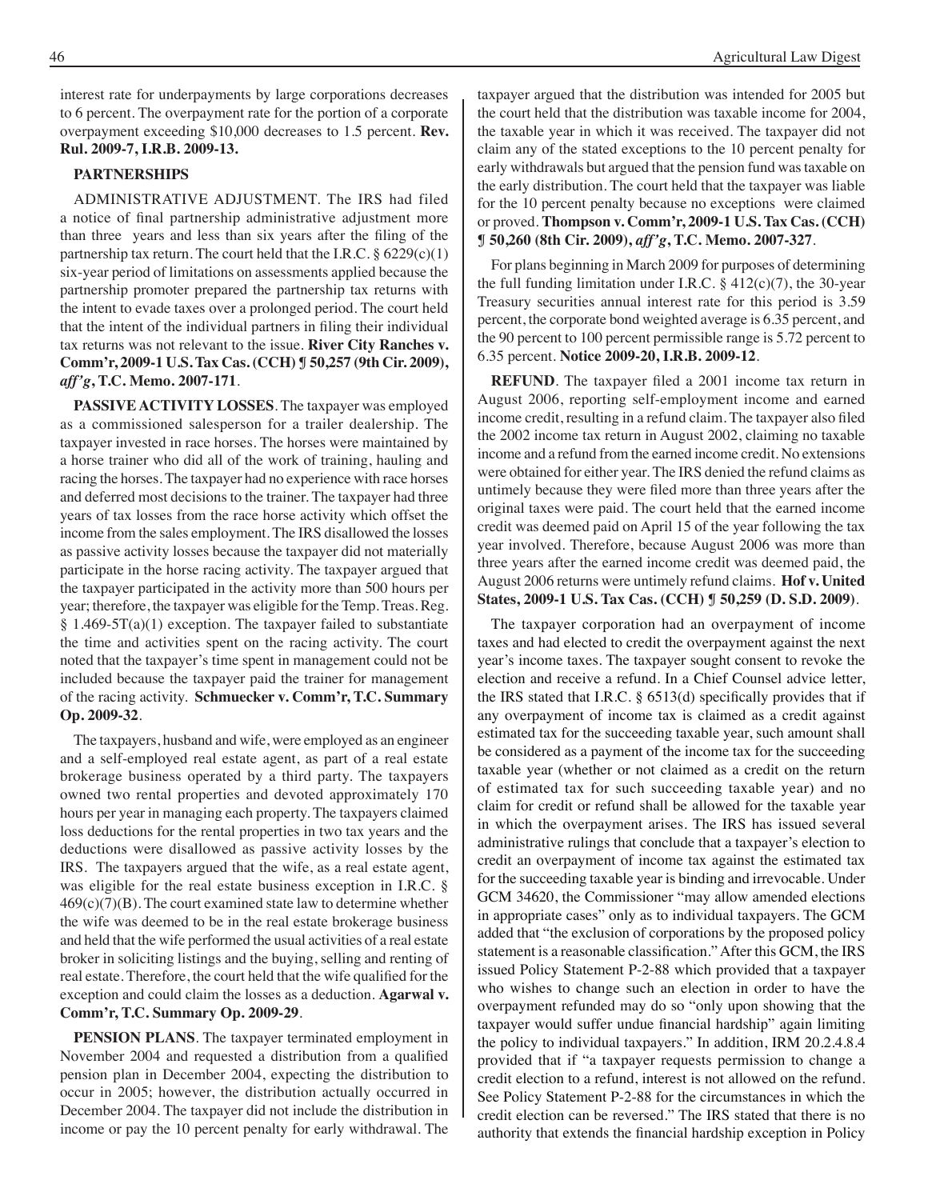interest rate for underpayments by large corporations decreases to 6 percent. The overpayment rate for the portion of a corporate overpayment exceeding $10,000 decreases to 1.5 percent. **Rev. Rul. 2009-7, I.R.B. 2009-13.**

### PARTNERSHIPS

ADMINISTRATIVE ADJUSTMENT. The IRS had filed a notice of final partnership administrative adjustment more than three years and less than six years after the filing of the partnership tax return. The court held that the I.R.C. § 6229(c)(1) six-year period of limitations on assessments applied because the partnership promoter prepared the partnership tax returns with the intent to evade taxes over a prolonged period. The court held that the intent of the individual partners in filing their individual tax returns was not relevant to the issue. **River City Ranches v. Comm'r, 2009-1 U.S. Tax Cas. (CCH) ¶ 50,257 (9th Cir. 2009), *aff'g*, T.C. Memo. 2007-171**.

**PASSIVE ACTIVITY LOSSES**. The taxpayer was employed as a commissioned salesperson for a trailer dealership. The taxpayer invested in race horses. The horses were maintained by a horse trainer who did all of the work of training, hauling and racing the horses. The taxpayer had no experience with race horses and deferred most decisions to the trainer. The taxpayer had three years of tax losses from the race horse activity which offset the income from the sales employment. The IRS disallowed the losses as passive activity losses because the taxpayer did not materially participate in the horse racing activity. The taxpayer argued that the taxpayer participated in the activity more than 500 hours per year; therefore, the taxpayer was eligible for the Temp. Treas. Reg. § 1.469-5T(a)(1) exception. The taxpayer failed to substantiate the time and activities spent on the racing activity. The court noted that the taxpayer's time spent in management could not be included because the taxpayer paid the trainer for management of the racing activity. **Schmuecker v. Comm'r, T.C. Summary Op. 2009-32**.

The taxpayers, husband and wife, were employed as an engineer and a self-employed real estate agent, as part of a real estate brokerage business operated by a third party. The taxpayers owned two rental properties and devoted approximately 170 hours per year in managing each property. The taxpayers claimed loss deductions for the rental properties in two tax years and the deductions were disallowed as passive activity losses by the IRS. The taxpayers argued that the wife, as a real estate agent, was eligible for the real estate business exception in I.R.C. § 469(c)(7)(B). The court examined state law to determine whether the wife was deemed to be in the real estate brokerage business and held that the wife performed the usual activities of a real estate broker in soliciting listings and the buying, selling and renting of real estate. Therefore, the court held that the wife qualified for the exception and could claim the losses as a deduction. **Agarwal v. Comm'r, T.C. Summary Op. 2009-29**.

**PENSION PLANS**. The taxpayer terminated employment in November 2004 and requested a distribution from a qualified pension plan in December 2004, expecting the distribution to occur in 2005; however, the distribution actually occurred in December 2004. The taxpayer did not include the distribution in income or pay the 10 percent penalty for early withdrawal. The taxpayer argued that the distribution was intended for 2005 but the court held that the distribution was taxable income for 2004, the taxable year in which it was received. The taxpayer did not claim any of the stated exceptions to the 10 percent penalty for early withdrawals but argued that the pension fund was taxable on the early distribution. The court held that the taxpayer was liable for the 10 percent penalty because no exceptions were claimed or proved. **Thompson v. Comm'r, 2009-1 U.S. Tax Cas. (CCH) ¶ 50,260 (8th Cir. 2009), *aff'g*, T.C. Memo. 2007-327**.

For plans beginning in March 2009 for purposes of determining the full funding limitation under I.R.C. § 412(c)(7), the 30-year Treasury securities annual interest rate for this period is 3.59 percent, the corporate bond weighted average is 6.35 percent, and the 90 percent to 100 percent permissible range is 5.72 percent to 6.35 percent. **Notice 2009-20, I.R.B. 2009-12**.

**REFUND**. The taxpayer filed a 2001 income tax return in August 2006, reporting self-employment income and earned income credit, resulting in a refund claim. The taxpayer also filed the 2002 income tax return in August 2002, claiming no taxable income and a refund from the earned income credit. No extensions were obtained for either year. The IRS denied the refund claims as untimely because they were filed more than three years after the original taxes were paid. The court held that the earned income credit was deemed paid on April 15 of the year following the tax year involved. Therefore, because August 2006 was more than three years after the earned income credit was deemed paid, the August 2006 returns were untimely refund claims. **Hof v. United States, 2009-1 U.S. Tax Cas. (CCH) ¶ 50,259 (D. S.D. 2009)**.

The taxpayer corporation had an overpayment of income taxes and had elected to credit the overpayment against the next year's income taxes. The taxpayer sought consent to revoke the election and receive a refund. In a Chief Counsel advice letter, the IRS stated that I.R.C. § 6513(d) specifically provides that if any overpayment of income tax is claimed as a credit against estimated tax for the succeeding taxable year, such amount shall be considered as a payment of the income tax for the succeeding taxable year (whether or not claimed as a credit on the return of estimated tax for such succeeding taxable year) and no claim for credit or refund shall be allowed for the taxable year in which the overpayment arises. The IRS has issued several administrative rulings that conclude that a taxpayer's election to credit an overpayment of income tax against the estimated tax for the succeeding taxable year is binding and irrevocable. Under GCM 34620, the Commissioner "may allow amended elections in appropriate cases" only as to individual taxpayers. The GCM added that "the exclusion of corporations by the proposed policy statement is a reasonable classification." After this GCM, the IRS issued Policy Statement P-2-88 which provided that a taxpayer who wishes to change such an election in order to have the overpayment refunded may do so "only upon showing that the taxpayer would suffer undue financial hardship" again limiting the policy to individual taxpayers." In addition, IRM 20.2.4.8.4 provided that if "a taxpayer requests permission to change a credit election to a refund, interest is not allowed on the refund. See Policy Statement P-2-88 for the circumstances in which the credit election can be reversed." The IRS stated that there is no authority that extends the financial hardship exception in Policy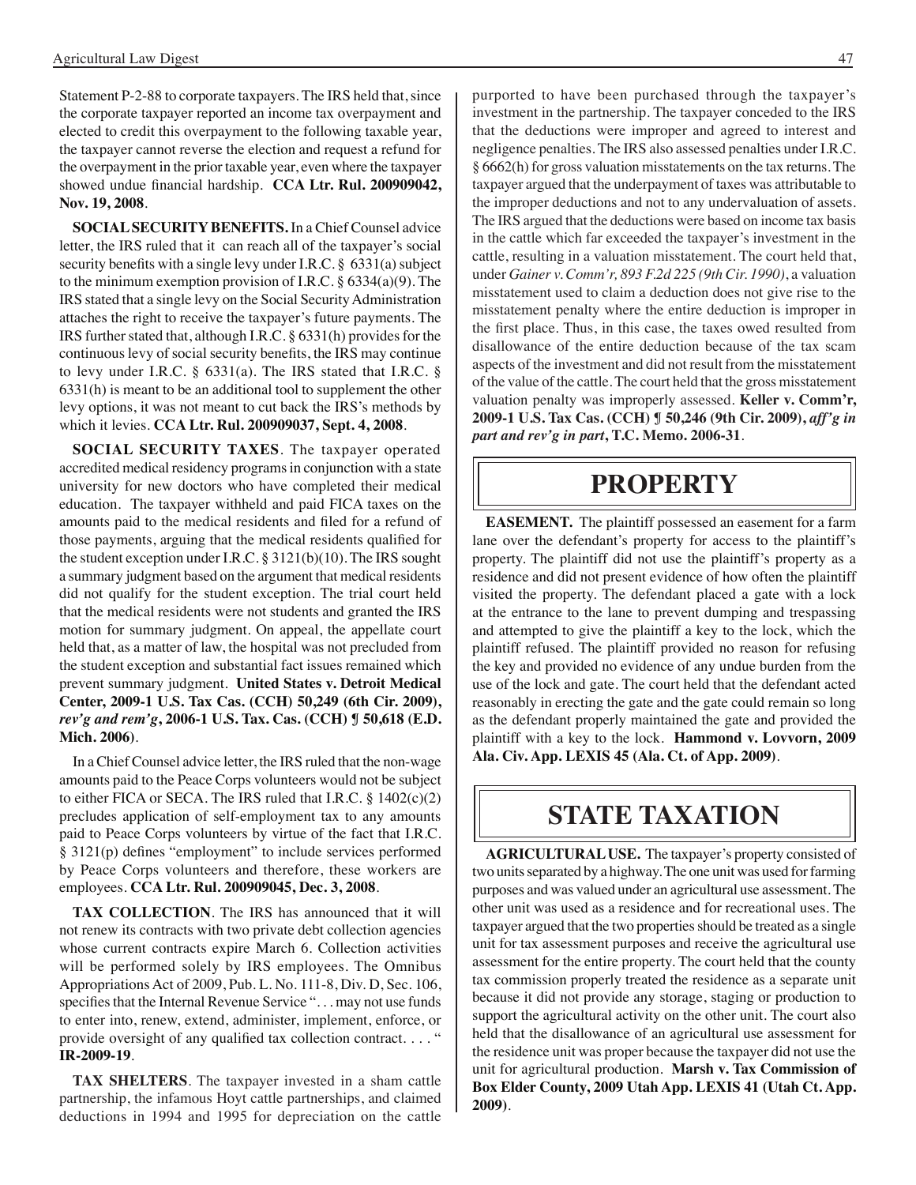Statement P-2-88 to corporate taxpayers. The IRS held that, since the corporate taxpayer reported an income tax overpayment and elected to credit this overpayment to the following taxable year, the taxpayer cannot reverse the election and request a refund for the overpayment in the prior taxable year, even where the taxpayer showed undue financial hardship. **CCA Ltr. Rul. 200909042, Nov. 19, 2008**.

**SOCIAL SECURITY BENEFITS.** In a Chief Counsel advice letter, the IRS ruled that it can reach all of the taxpayer's social security benefits with a single levy under I.R.C. § 6331(a) subject to the minimum exemption provision of I.R.C. § 6334(a)(9). The IRS stated that a single levy on the Social Security Administration attaches the right to receive the taxpayer's future payments. The IRS further stated that, although I.R.C. § 6331(h) provides for the continuous levy of social security benefits, the IRS may continue to levy under I.R.C. § 6331(a). The IRS stated that I.R.C. § 6331(h) is meant to be an additional tool to supplement the other levy options, it was not meant to cut back the IRS's methods by which it levies. **CCA Ltr. Rul. 200909037, Sept. 4, 2008**.

**SOCIAL SECURITY TAXES**. The taxpayer operated accredited medical residency programs in conjunction with a state university for new doctors who have completed their medical education. The taxpayer withheld and paid FICA taxes on the amounts paid to the medical residents and filed for a refund of those payments, arguing that the medical residents qualified for the student exception under I.R.C. § 3121(b)(10). The IRS sought a summary judgment based on the argument that medical residents did not qualify for the student exception. The trial court held that the medical residents were not students and granted the IRS motion for summary judgment. On appeal, the appellate court held that, as a matter of law, the hospital was not precluded from the student exception and substantial fact issues remained which prevent summary judgment. **United States v. Detroit Medical Center, 2009-1 U.S. Tax Cas. (CCH) 50,249 (6th Cir. 2009), *rev'g and rem'g*, 2006-1 U.S. Tax. Cas. (CCH) ¶ 50,618 (E.D. Mich. 2006)**.

In a Chief Counsel advice letter, the IRS ruled that the non-wage amounts paid to the Peace Corps volunteers would not be subject to either FICA or SECA. The IRS ruled that I.R.C. § 1402(c)(2) precludes application of self-employment tax to any amounts paid to Peace Corps volunteers by virtue of the fact that I.R.C. § 3121(p) defines "employment" to include services performed by Peace Corps volunteers and therefore, these workers are employees. **CCA Ltr. Rul. 200909045, Dec. 3, 2008**.

**TAX COLLECTION**. The IRS has announced that it will not renew its contracts with two private debt collection agencies whose current contracts expire March 6. Collection activities will be performed solely by IRS employees. The Omnibus Appropriations Act of 2009, Pub. L. No. 111-8, Div. D, Sec. 106, specifies that the Internal Revenue Service ". . . may not use funds to enter into, renew, extend, administer, implement, enforce, or provide oversight of any qualified tax collection contract. . . . " **IR-2009-19**.

**TAX SHELTERS**. The taxpayer invested in a sham cattle partnership, the infamous Hoyt cattle partnerships, and claimed deductions in 1994 and 1995 for depreciation on the cattle purported to have been purchased through the taxpayer's investment in the partnership. The taxpayer conceded to the IRS that the deductions were improper and agreed to interest and negligence penalties. The IRS also assessed penalties under I.R.C. § 6662(h) for gross valuation misstatements on the tax returns. The taxpayer argued that the underpayment of taxes was attributable to the improper deductions and not to any undervaluation of assets. The IRS argued that the deductions were based on income tax basis in the cattle which far exceeded the taxpayer's investment in the cattle, resulting in a valuation misstatement. The court held that, under *Gainer v. Comm'r, 893 F.2d 225 (9th Cir. 1990)*, a valuation misstatement used to claim a deduction does not give rise to the misstatement penalty where the entire deduction is improper in the first place. Thus, in this case, the taxes owed resulted from disallowance of the entire deduction because of the tax scam aspects of the investment and did not result from the misstatement of the value of the cattle. The court held that the gross misstatement valuation penalty was improperly assessed. **Keller v. Comm'r, 2009-1 U.S. Tax Cas. (CCH) ¶ 50,246 (9th Cir. 2009), *aff'g in part and rev'g in part*, T.C. Memo. 2006-31**.

# PROPERTY

**EASEMENT.** The plaintiff possessed an easement for a farm lane over the defendant's property for access to the plaintiff's property. The plaintiff did not use the plaintiff's property as a residence and did not present evidence of how often the plaintiff visited the property. The defendant placed a gate with a lock at the entrance to the lane to prevent dumping and trespassing and attempted to give the plaintiff a key to the lock, which the plaintiff refused. The plaintiff provided no reason for refusing the key and provided no evidence of any undue burden from the use of the lock and gate. The court held that the defendant acted reasonably in erecting the gate and the gate could remain so long as the defendant properly maintained the gate and provided the plaintiff with a key to the lock. **Hammond v. Lovvorn, 2009 Ala. Civ. App. LEXIS 45 (Ala. Ct. of App. 2009)**.

# STATE TAXATION

**AGRICULTURAL USE.** The taxpayer's property consisted of two units separated by a highway. The one unit was used for farming purposes and was valued under an agricultural use assessment. The other unit was used as a residence and for recreational uses. The taxpayer argued that the two properties should be treated as a single unit for tax assessment purposes and receive the agricultural use assessment for the entire property. The court held that the county tax commission properly treated the residence as a separate unit because it did not provide any storage, staging or production to support the agricultural activity on the other unit. The court also held that the disallowance of an agricultural use assessment for the residence unit was proper because the taxpayer did not use the unit for agricultural production. **Marsh v. Tax Commission of Box Elder County, 2009 Utah App. LEXIS 41 (Utah Ct. App. 2009)**.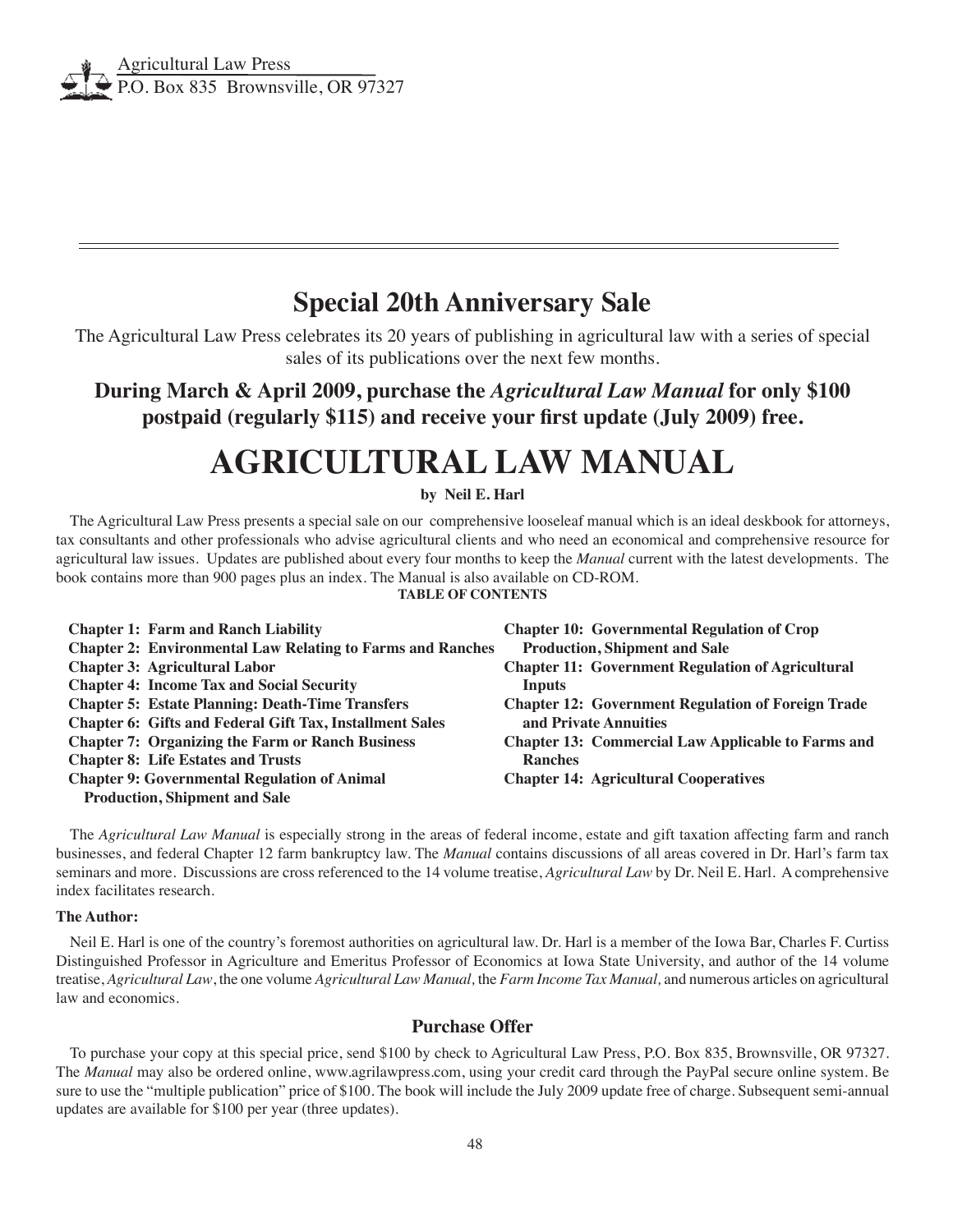Agricultural Law Press
P.O. Box 835 Brownsville, OR 97327

---

## Special 20th Anniversary Sale

The Agricultural Law Press celebrates its 20 years of publishing in agricultural law with a series of special sales of its publications over the next few months.

**During March & April 2009, purchase the *Agricultural Law Manual* for only $100 postpaid (regularly $115) and receive your first update (July 2009) free.**

# AGRICULTURAL LAW MANUAL

**by Neil E. Harl**

The Agricultural Law Press presents a special sale on our comprehensive looseleaf manual which is an ideal deskbook for attorneys, tax consultants and other professionals who advise agricultural clients and who need an economical and comprehensive resource for agricultural law issues. Updates are published about every four months to keep the *Manual* current with the latest developments. The book contains more than 900 pages plus an index. The Manual is also available on CD-ROM.

**TABLE OF CONTENTS**

**Chapter 1: Farm and Ranch Liability**
**Chapter 2: Environmental Law Relating to Farms and Ranches**
**Chapter 3: Agricultural Labor**
**Chapter 4: Income Tax and Social Security**
**Chapter 5: Estate Planning: Death-Time Transfers**
**Chapter 6: Gifts and Federal Gift Tax, Installment Sales**
**Chapter 7: Organizing the Farm or Ranch Business**
**Chapter 8: Life Estates and Trusts**
**Chapter 9: Governmental Regulation of Animal Production, Shipment and Sale**
**Chapter 10: Governmental Regulation of Crop Production, Shipment and Sale**
**Chapter 11: Government Regulation of Agricultural Inputs**
**Chapter 12: Government Regulation of Foreign Trade and Private Annuities**
**Chapter 13: Commercial Law Applicable to Farms and Ranches**
**Chapter 14: Agricultural Cooperatives**

The *Agricultural Law Manual* is especially strong in the areas of federal income, estate and gift taxation affecting farm and ranch businesses, and federal Chapter 12 farm bankruptcy law. The *Manual* contains discussions of all areas covered in Dr. Harl's farm tax seminars and more. Discussions are cross referenced to the 14 volume treatise, *Agricultural Law* by Dr. Neil E. Harl. A comprehensive index facilitates research.

**The Author:**

Neil E. Harl is one of the country's foremost authorities on agricultural law. Dr. Harl is a member of the Iowa Bar, Charles F. Curtiss Distinguished Professor in Agriculture and Emeritus Professor of Economics at Iowa State University, and author of the 14 volume treatise, *Agricultural Law*, the one volume *Agricultural Law Manual,* the *Farm Income Tax Manual,* and numerous articles on agricultural law and economics.

### Purchase Offer

To purchase your copy at this special price, send $100 by check to Agricultural Law Press, P.O. Box 835, Brownsville, OR 97327. The *Manual* may also be ordered online, www.agrilawpress.com, using your credit card through the PayPal secure online system. Be sure to use the "multiple publication" price of $100. The book will include the July 2009 update free of charge. Subsequent semi-annual updates are available for $100 per year (three updates).